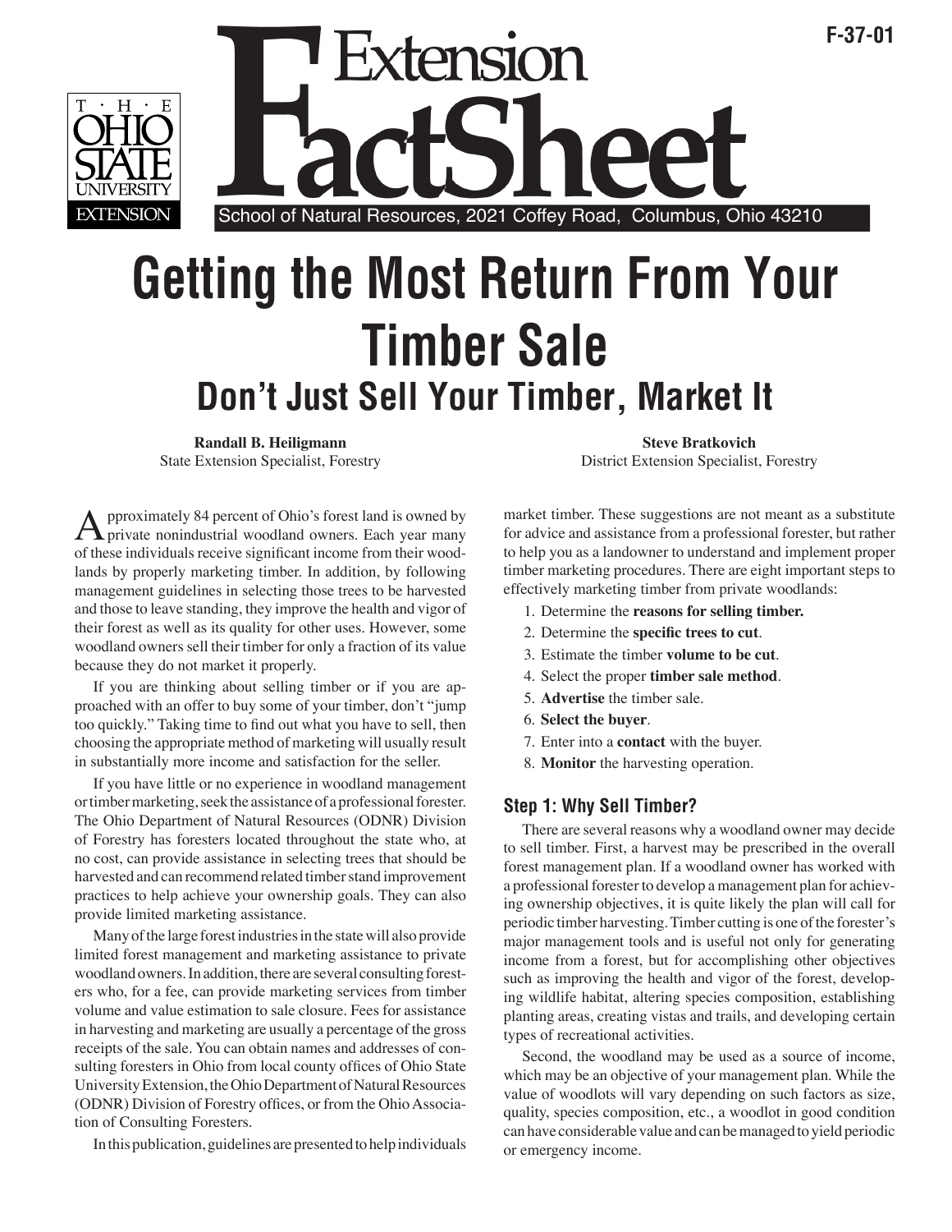F-37-01

# Extension FactSheet

School of Natural Resources, 2021 Coffey Road, Columbus, Ohio 43210

# Getting the Most Return From Your Timber Sale

## Don't Just Sell Your Timber, Market It

**Randall B. Heiligmann**
State Extension Specialist, Forestry

**Steve Bratkovich**
District Extension Specialist, Forestry

Approximately 84 percent of Ohio's forest land is owned by private nonindustrial woodland owners. Each year many of these individuals receive significant income from their woodlands by properly marketing timber. In addition, by following management guidelines in selecting those trees to be harvested and those to leave standing, they improve the health and vigor of their forest as well as its quality for other uses. However, some woodland owners sell their timber for only a fraction of its value because they do not market it properly.

If you are thinking about selling timber or if you are approached with an offer to buy some of your timber, don't "jump too quickly." Taking time to find out what you have to sell, then choosing the appropriate method of marketing will usually result in substantially more income and satisfaction for the seller.

If you have little or no experience in woodland management or timber marketing, seek the assistance of a professional forester. The Ohio Department of Natural Resources (ODNR) Division of Forestry has foresters located throughout the state who, at no cost, can provide assistance in selecting trees that should be harvested and can recommend related timber stand improvement practices to help achieve your ownership goals. They can also provide limited marketing assistance.

Many of the large forest industries in the state will also provide limited forest management and marketing assistance to private woodland owners. In addition, there are several consulting foresters who, for a fee, can provide marketing services from timber volume and value estimation to sale closure. Fees for assistance in harvesting and marketing are usually a percentage of the gross receipts of the sale. You can obtain names and addresses of consulting foresters in Ohio from local county offices of Ohio State University Extension, the Ohio Department of Natural Resources (ODNR) Division of Forestry offices, or from the Ohio Association of Consulting Foresters.

In this publication, guidelines are presented to help individuals market timber. These suggestions are not meant as a substitute for advice and assistance from a professional forester, but rather to help you as a landowner to understand and implement proper timber marketing procedures. There are eight important steps to effectively marketing timber from private woodlands:

1. Determine the **reasons for selling timber.**
2. Determine the **specific trees to cut**.
3. Estimate the timber **volume to be cut**.
4. Select the proper **timber sale method**.
5. **Advertise** the timber sale.
6. **Select the buyer**.
7. Enter into a **contact** with the buyer.
8. **Monitor** the harvesting operation.

### Step 1: Why Sell Timber?

There are several reasons why a woodland owner may decide to sell timber. First, a harvest may be prescribed in the overall forest management plan. If a woodland owner has worked with a professional forester to develop a management plan for achieving ownership objectives, it is quite likely the plan will call for periodic timber harvesting. Timber cutting is one of the forester's major management tools and is useful not only for generating income from a forest, but for accomplishing other objectives such as improving the health and vigor of the forest, developing wildlife habitat, altering species composition, establishing planting areas, creating vistas and trails, and developing certain types of recreational activities.

Second, the woodland may be used as a source of income, which may be an objective of your management plan. While the value of woodlots will vary depending on such factors as size, quality, species composition, etc., a woodlot in good condition can have considerable value and can be managed to yield periodic or emergency income.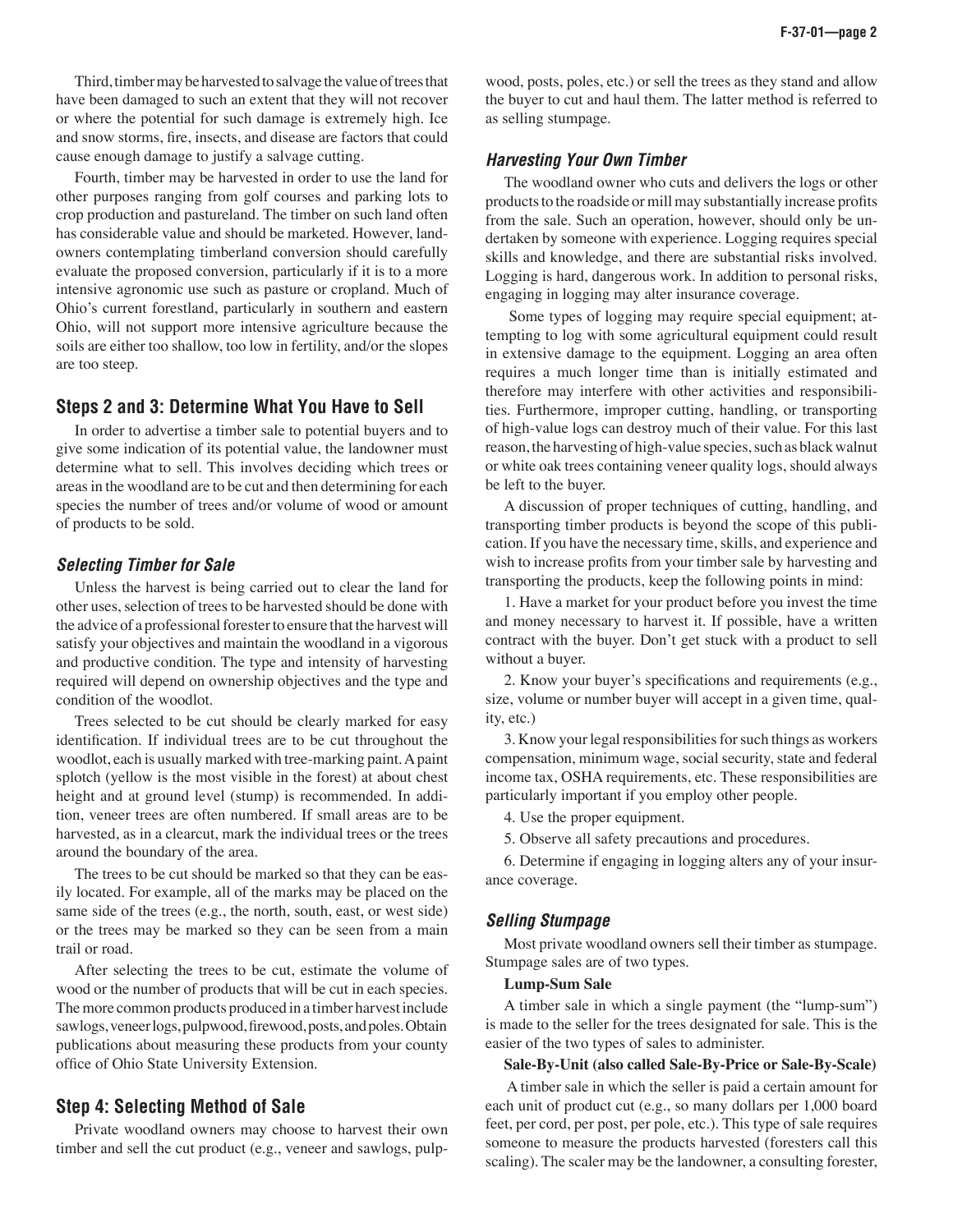Third, timber may be harvested to salvage the value of trees that have been damaged to such an extent that they will not recover or where the potential for such damage is extremely high. Ice and snow storms, fire, insects, and disease are factors that could cause enough damage to justify a salvage cutting.

Fourth, timber may be harvested in order to use the land for other purposes ranging from golf courses and parking lots to crop production and pastureland. The timber on such land often has considerable value and should be marketed. However, landowners contemplating timberland conversion should carefully evaluate the proposed conversion, particularly if it is to a more intensive agronomic use such as pasture or cropland. Much of Ohio's current forestland, particularly in southern and eastern Ohio, will not support more intensive agriculture because the soils are either too shallow, too low in fertility, and/or the slopes are too steep.

## Steps 2 and 3: Determine What You Have to Sell

In order to advertise a timber sale to potential buyers and to give some indication of its potential value, the landowner must determine what to sell. This involves deciding which trees or areas in the woodland are to be cut and then determining for each species the number of trees and/or volume of wood or amount of products to be sold.

### *Selecting Timber for Sale*

Unless the harvest is being carried out to clear the land for other uses, selection of trees to be harvested should be done with the advice of a professional forester to ensure that the harvest will satisfy your objectives and maintain the woodland in a vigorous and productive condition. The type and intensity of harvesting required will depend on ownership objectives and the type and condition of the woodlot.

Trees selected to be cut should be clearly marked for easy identification. If individual trees are to be cut throughout the woodlot, each is usually marked with tree-marking paint. A paint splotch (yellow is the most visible in the forest) at about chest height and at ground level (stump) is recommended. In addition, veneer trees are often numbered. If small areas are to be harvested, as in a clearcut, mark the individual trees or the trees around the boundary of the area.

The trees to be cut should be marked so that they can be easily located. For example, all of the marks may be placed on the same side of the trees (e.g., the north, south, east, or west side) or the trees may be marked so they can be seen from a main trail or road.

After selecting the trees to be cut, estimate the volume of wood or the number of products that will be cut in each species. The more common products produced in a timber harvest include sawlogs, veneer logs, pulpwood, firewood, posts, and poles. Obtain publications about measuring these products from your county office of Ohio State University Extension.

## Step 4: Selecting Method of Sale

Private woodland owners may choose to harvest their own timber and sell the cut product (e.g., veneer and sawlogs, pulpwood, posts, poles, etc.) or sell the trees as they stand and allow the buyer to cut and haul them. The latter method is referred to as selling stumpage.

### *Harvesting Your Own Timber*

The woodland owner who cuts and delivers the logs or other products to the roadside or mill may substantially increase profits from the sale. Such an operation, however, should only be undertaken by someone with experience. Logging requires special skills and knowledge, and there are substantial risks involved. Logging is hard, dangerous work. In addition to personal risks, engaging in logging may alter insurance coverage.

Some types of logging may require special equipment; attempting to log with some agricultural equipment could result in extensive damage to the equipment. Logging an area often requires a much longer time than is initially estimated and therefore may interfere with other activities and responsibilities. Furthermore, improper cutting, handling, or transporting of high-value logs can destroy much of their value. For this last reason, the harvesting of high-value species, such as black walnut or white oak trees containing veneer quality logs, should always be left to the buyer.

A discussion of proper techniques of cutting, handling, and transporting timber products is beyond the scope of this publication. If you have the necessary time, skills, and experience and wish to increase profits from your timber sale by harvesting and transporting the products, keep the following points in mind:

1. Have a market for your product before you invest the time and money necessary to harvest it. If possible, have a written contract with the buyer. Don't get stuck with a product to sell without a buyer.

2. Know your buyer's specifications and requirements (e.g., size, volume or number buyer will accept in a given time, quality, etc.)

3. Know your legal responsibilities for such things as workers compensation, minimum wage, social security, state and federal income tax, OSHA requirements, etc. These responsibilities are particularly important if you employ other people.

4. Use the proper equipment.

5. Observe all safety precautions and procedures.

6. Determine if engaging in logging alters any of your insurance coverage.

### *Selling Stumpage*

Most private woodland owners sell their timber as stumpage. Stumpage sales are of two types.

**Lump-Sum Sale**

A timber sale in which a single payment (the "lump-sum") is made to the seller for the trees designated for sale. This is the easier of the two types of sales to administer.

**Sale-By-Unit (also called Sale-By-Price or Sale-By-Scale)**

A timber sale in which the seller is paid a certain amount for each unit of product cut (e.g., so many dollars per 1,000 board feet, per cord, per post, per pole, etc.). This type of sale requires someone to measure the products harvested (foresters call this scaling). The scaler may be the landowner, a consulting forester,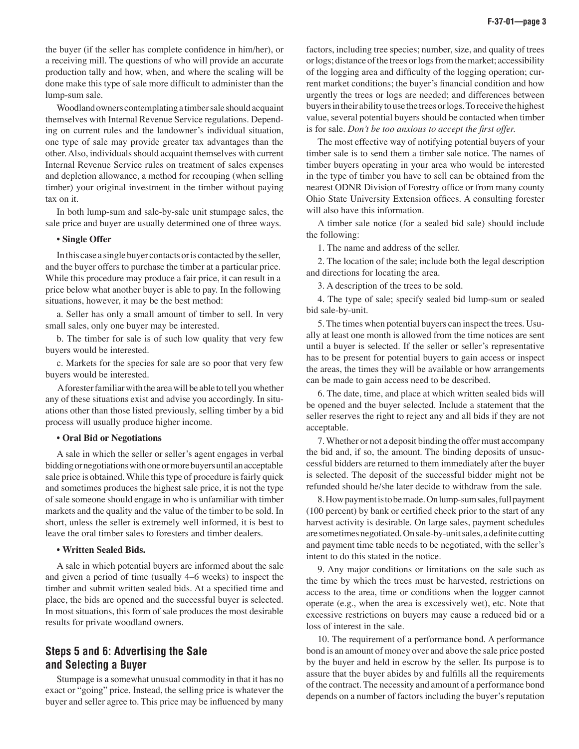the buyer (if the seller has complete confidence in him/her), or a receiving mill. The questions of who will provide an accurate production tally and how, when, and where the scaling will be done make this type of sale more difficult to administer than the lump-sum sale.

Woodland owners contemplating a timber sale should acquaint themselves with Internal Revenue Service regulations. Depending on current rules and the landowner's individual situation, one type of sale may provide greater tax advantages than the other. Also, individuals should acquaint themselves with current Internal Revenue Service rules on treatment of sales expenses and depletion allowance, a method for recouping (when selling timber) your original investment in the timber without paying tax on it.

In both lump-sum and sale-by-sale unit stumpage sales, the sale price and buyer are usually determined one of three ways.

**• Single Offer**

In this case a single buyer contacts or is contacted by the seller, and the buyer offers to purchase the timber at a particular price. While this procedure may produce a fair price, it can result in a price below what another buyer is able to pay. In the following situations, however, it may be the best method:

a. Seller has only a small amount of timber to sell. In very small sales, only one buyer may be interested.

b. The timber for sale is of such low quality that very few buyers would be interested.

c. Markets for the species for sale are so poor that very few buyers would be interested.

A forester familiar with the area will be able to tell you whether any of these situations exist and advise you accordingly. In situations other than those listed previously, selling timber by a bid process will usually produce higher income.

**• Oral Bid or Negotiations**

A sale in which the seller or seller's agent engages in verbal bidding or negotiations with one or more buyers until an acceptable sale price is obtained. While this type of procedure is fairly quick and sometimes produces the highest sale price, it is not the type of sale someone should engage in who is unfamiliar with timber markets and the quality and the value of the timber to be sold. In short, unless the seller is extremely well informed, it is best to leave the oral timber sales to foresters and timber dealers.

**• Written Sealed Bids.**

A sale in which potential buyers are informed about the sale and given a period of time (usually 4–6 weeks) to inspect the timber and submit written sealed bids. At a specified time and place, the bids are opened and the successful buyer is selected. In most situations, this form of sale produces the most desirable results for private woodland owners.

## Steps 5 and 6: Advertising the Sale and Selecting a Buyer

Stumpage is a somewhat unusual commodity in that it has no exact or "going" price. Instead, the selling price is whatever the buyer and seller agree to. This price may be influenced by many factors, including tree species; number, size, and quality of trees or logs; distance of the trees or logs from the market; accessibility of the logging area and difficulty of the logging operation; current market conditions; the buyer's financial condition and how urgently the trees or logs are needed; and differences between buyers in their ability to use the trees or logs. To receive the highest value, several potential buyers should be contacted when timber is for sale. *Don't be too anxious to accept the first offer.*

The most effective way of notifying potential buyers of your timber sale is to send them a timber sale notice. The names of timber buyers operating in your area who would be interested in the type of timber you have to sell can be obtained from the nearest ODNR Division of Forestry office or from many county Ohio State University Extension offices. A consulting forester will also have this information.

A timber sale notice (for a sealed bid sale) should include the following:

1. The name and address of the seller.

2. The location of the sale; include both the legal description and directions for locating the area.

3. A description of the trees to be sold.

4. The type of sale; specify sealed bid lump-sum or sealed bid sale-by-unit.

5. The times when potential buyers can inspect the trees. Usually at least one month is allowed from the time notices are sent until a buyer is selected. If the seller or seller's representative has to be present for potential buyers to gain access or inspect the areas, the times they will be available or how arrangements can be made to gain access need to be described.

6. The date, time, and place at which written sealed bids will be opened and the buyer selected. Include a statement that the seller reserves the right to reject any and all bids if they are not acceptable.

7. Whether or not a deposit binding the offer must accompany the bid and, if so, the amount. The binding deposits of unsuccessful bidders are returned to them immediately after the buyer is selected. The deposit of the successful bidder might not be refunded should he/she later decide to withdraw from the sale.

8. How payment is to be made. On lump-sum sales, full payment (100 percent) by bank or certified check prior to the start of any harvest activity is desirable. On large sales, payment schedules are sometimes negotiated. On sale-by-unit sales, a definite cutting and payment time table needs to be negotiated, with the seller's intent to do this stated in the notice.

9. Any major conditions or limitations on the sale such as the time by which the trees must be harvested, restrictions on access to the area, time or conditions when the logger cannot operate (e.g., when the area is excessively wet), etc. Note that excessive restrictions on buyers may cause a reduced bid or a loss of interest in the sale.

10. The requirement of a performance bond. A performance bond is an amount of money over and above the sale price posted by the buyer and held in escrow by the seller. Its purpose is to assure that the buyer abides by and fulfills all the requirements of the contract. The necessity and amount of a performance bond depends on a number of factors including the buyer's reputation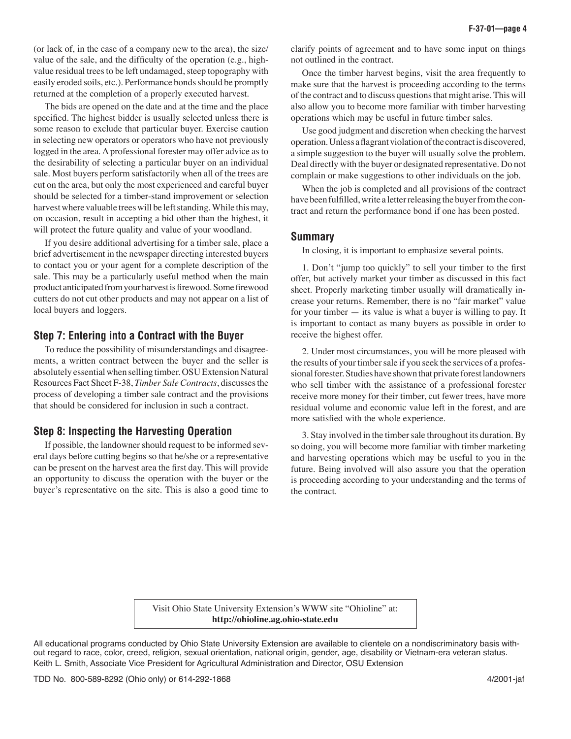(or lack of, in the case of a company new to the area), the size/value of the sale, and the difficulty of the operation (e.g., high-value residual trees to be left undamaged, steep topography with easily eroded soils, etc.). Performance bonds should be promptly returned at the completion of a properly executed harvest.

The bids are opened on the date and at the time and the place specified. The highest bidder is usually selected unless there is some reason to exclude that particular buyer. Exercise caution in selecting new operators or operators who have not previously logged in the area. A professional forester may offer advice as to the desirability of selecting a particular buyer on an individual sale. Most buyers perform satisfactorily when all of the trees are cut on the area, but only the most experienced and careful buyer should be selected for a timber-stand improvement or selection harvest where valuable trees will be left standing. While this may, on occasion, result in accepting a bid other than the highest, it will protect the future quality and value of your woodland.

If you desire additional advertising for a timber sale, place a brief advertisement in the newspaper directing interested buyers to contact you or your agent for a complete description of the sale. This may be a particularly useful method when the main product anticipated from your harvest is firewood. Some firewood cutters do not cut other products and may not appear on a list of local buyers and loggers.

## Step 7: Entering into a Contract with the Buyer

To reduce the possibility of misunderstandings and disagreements, a written contract between the buyer and the seller is absolutely essential when selling timber. OSU Extension Natural Resources Fact Sheet F-38, *Timber Sale Contracts*, discusses the process of developing a timber sale contract and the provisions that should be considered for inclusion in such a contract.

## Step 8: Inspecting the Harvesting Operation

If possible, the landowner should request to be informed several days before cutting begins so that he/she or a representative can be present on the harvest area the first day. This will provide an opportunity to discuss the operation with the buyer or the buyer's representative on the site. This is also a good time to clarify points of agreement and to have some input on things not outlined in the contract.

Once the timber harvest begins, visit the area frequently to make sure that the harvest is proceeding according to the terms of the contract and to discuss questions that might arise. This will also allow you to become more familiar with timber harvesting operations which may be useful in future timber sales.

Use good judgment and discretion when checking the harvest operation. Unless a flagrant violation of the contract is discovered, a simple suggestion to the buyer will usually solve the problem. Deal directly with the buyer or designated representative. Do not complain or make suggestions to other individuals on the job.

When the job is completed and all provisions of the contract have been fulfilled, write a letter releasing the buyer from the contract and return the performance bond if one has been posted.

## Summary

In closing, it is important to emphasize several points.

1. Don't "jump too quickly" to sell your timber to the first offer, but actively market your timber as discussed in this fact sheet. Properly marketing timber usually will dramatically increase your returns. Remember, there is no "fair market" value for your timber — its value is what a buyer is willing to pay. It is important to contact as many buyers as possible in order to receive the highest offer.

2. Under most circumstances, you will be more pleased with the results of your timber sale if you seek the services of a professional forester. Studies have shown that private forest landowners who sell timber with the assistance of a professional forester receive more money for their timber, cut fewer trees, have more residual volume and economic value left in the forest, and are more satisfied with the whole experience.

3. Stay involved in the timber sale throughout its duration. By so doing, you will become more familiar with timber marketing and harvesting operations which may be useful to you in the future. Being involved will also assure you that the operation is proceeding according to your understanding and the terms of the contract.

Visit Ohio State University Extension's WWW site "Ohioline" at:
**http://ohioline.ag.ohio-state.edu**

All educational programs conducted by Ohio State University Extension are available to clientele on a nondiscriminatory basis without regard to race, color, creed, religion, sexual orientation, national origin, gender, age, disability or Vietnam-era veteran status.
Keith L. Smith, Associate Vice President for Agricultural Administration and Director, OSU Extension

TDD No. 800-589-8292 (Ohio only) or 614-292-1868 4/2001-jaf